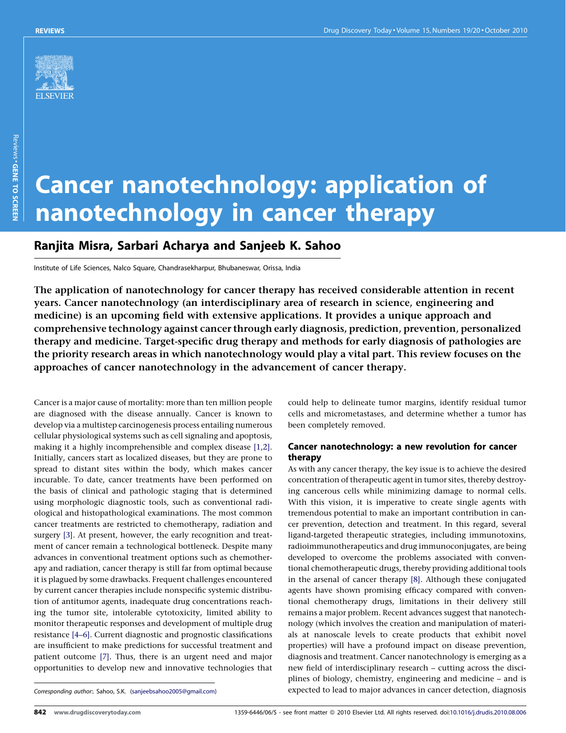# Cancer nanotechnology: application of nanotechnology in cancer therapy

## Ranjita Misra, Sarbari Acharya and Sanjeeb K. Sahoo

Institute of Life Sciences, Nalco Square, Chandrasekharpur, Bhubaneswar, Orissa, India

**The application of nanotechnology for cancer therapy has received considerable attention in recent years. Cancer nanotechnology (an interdisciplinary area of research in science, engineering and medicine) is an upcoming field with extensive applications. It provides a unique approach and comprehensive technology against cancer through early diagnosis, prediction, prevention, personalized therapy and medicine. Target-specific drug therapy and methods for early diagnosis of pathologies are the priority research areas in which nanotechnology would play a vital part. This review focuses on the approaches of cancer nanotechnology in the advancement of cancer therapy.**

Cancer is a major cause of mortality: more than ten million people are diagnosed with the disease annually. Cancer is known to develop via a multistep carcinogenesis process entailing numerous cellular physiological systems such as cell signaling and apoptosis, making it a highly incomprehensible and complex disease [1,2]. Initially, cancers start as localized diseases, but they are prone to spread to distant sites within the body, which makes cancer incurable. To date, cancer treatments have been performed on the basis of clinical and pathologic staging that is determined using morphologic diagnostic tools, such as conventional radiological and histopathological examinations. The most common cancer treatments are restricted to chemotherapy, radiation and surgery [3]. At present, however, the early recognition and treatment of cancer remain a technological bottleneck. Despite many advances in conventional treatment options such as chemotherapy and radiation, cancer therapy is still far from optimal because it is plagued by some drawbacks. Frequent challenges encountered by current cancer therapies include nonspecific systemic distribution of antitumor agents, inadequate drug concentrations reaching the tumor site, intolerable cytotoxicity, limited ability to monitor therapeutic responses and development of multiple drug resistance [4–6]. Current diagnostic and prognostic classifications are insufficient to make predictions for successful treatment and patient outcome [7]. Thus, there is an urgent need and major opportunities to develop new and innovative technologies that could help to delineate tumor margins, identify residual tumor cells and micrometastases, and determine whether a tumor has been completely removed.

### Cancer nanotechnology: a new revolution for cancer therapy

As with any cancer therapy, the key issue is to achieve the desired concentration of therapeutic agent in tumor sites, thereby destroying cancerous cells while minimizing damage to normal cells. With this vision, it is imperative to create single agents with tremendous potential to make an important contribution in cancer prevention, detection and treatment. In this regard, several ligand-targeted therapeutic strategies, including immunotoxins, radioimmunotherapeutics and drug immunoconjugates, are being developed to overcome the problems associated with conventional chemotherapeutic drugs, thereby providing additional tools in the arsenal of cancer therapy [8]. Although these conjugated agents have shown promising efficacy compared with conventional chemotherapy drugs, limitations in their delivery still remains a major problem. Recent advances suggest that nanotechnology (which involves the creation and manipulation of materials at nanoscale levels to create products that exhibit novel properties) will have a profound impact on disease prevention, diagnosis and treatment. Cancer nanotechnology is emerging as a new field of interdisciplinary research – cutting across the disciplines of biology, chemistry, engineering and medicine – and is expected to lead to major advances in cancer detection, diagnosis

*Corresponding author:*. Sahoo, S.K. (sanjeebsahoo2005@gmail.com)

1359-6446/06/$ - see front matter © 2010 Elsevier Ltd. All rights reserved. doi:10.1016/j.drudis.2010.08.006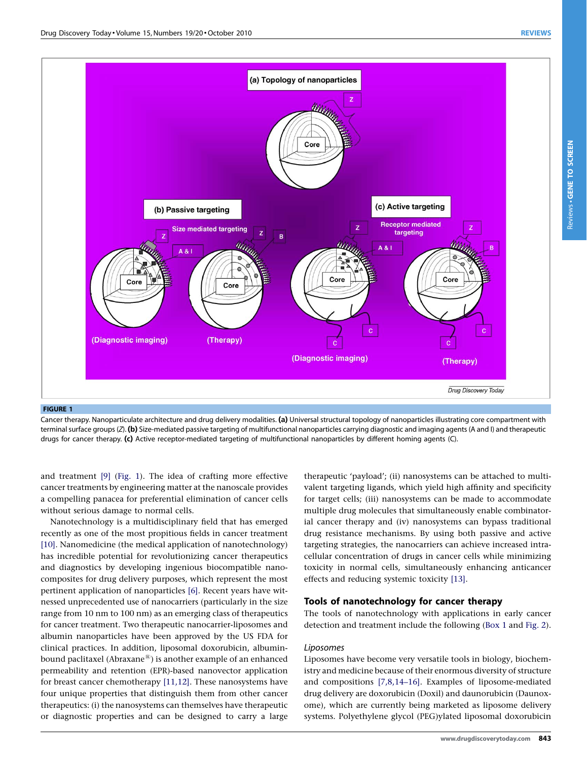**FIGURE 1**

Cancer therapy. Nanoparticulate architecture and drug delivery modalities. **(a)** Universal structural topology of nanoparticles illustrating core compartment with terminal surface groups (Z). **(b)** Size-mediated passive targeting of multifunctional nanoparticles carrying diagnostic and imaging agents (A and I) and therapeutic drugs for cancer therapy. **(c)** Active receptor-mediated targeting of multifunctional nanoparticles by different homing agents (C).

and treatment [9] (Fig. 1). The idea of crafting more effective cancer treatments by engineering matter at the nanoscale provides a compelling panacea for preferential elimination of cancer cells without serious damage to normal cells.

Nanotechnology is a multidisciplinary field that has emerged recently as one of the most propitious fields in cancer treatment [10]. Nanomedicine (the medical application of nanotechnology) has incredible potential for revolutionizing cancer therapeutics and diagnostics by developing ingenious biocompatible nanocomposites for drug delivery purposes, which represent the most pertinent application of nanoparticles [6]. Recent years have witnessed unprecedented use of nanocarriers (particularly in the size range from 10 nm to 100 nm) as an emerging class of therapeutics for cancer treatment. Two therapeutic nanocarrier-liposomes and albumin nanoparticles have been approved by the US FDA for clinical practices. In addition, liposomal doxorubicin, albumin-bound paclitaxel (Abraxane®) is another example of an enhanced permeability and retention (EPR)-based nanovector application for breast cancer chemotherapy [11,12]. These nanosystems have four unique properties that distinguish them from other cancer therapeutics: (i) the nanosystems can themselves have therapeutic or diagnostic properties and can be designed to carry a large therapeutic 'payload'; (ii) nanosystems can be attached to multivalent targeting ligands, which yield high affinity and specificity for target cells; (iii) nanosystems can be made to accommodate multiple drug molecules that simultaneously enable combinatorial cancer therapy and (iv) nanosystems can bypass traditional drug resistance mechanisms. By using both passive and active targeting strategies, the nanocarriers can achieve increased intracellular concentration of drugs in cancer cells while minimizing toxicity in normal cells, simultaneously enhancing anticancer effects and reducing systemic toxicity [13].

## Tools of nanotechnology for cancer therapy

The tools of nanotechnology with applications in early cancer detection and treatment include the following (Box 1 and Fig. 2).

### *Liposomes*

Liposomes have become very versatile tools in biology, biochemistry and medicine because of their enormous diversity of structure and compositions [7,8,14–16]. Examples of liposome-mediated drug delivery are doxorubicin (Doxil) and daunorubicin (Daunoxome), which are currently being marketed as liposome delivery systems. Polyethylene glycol (PEG)ylated liposomal doxorubicin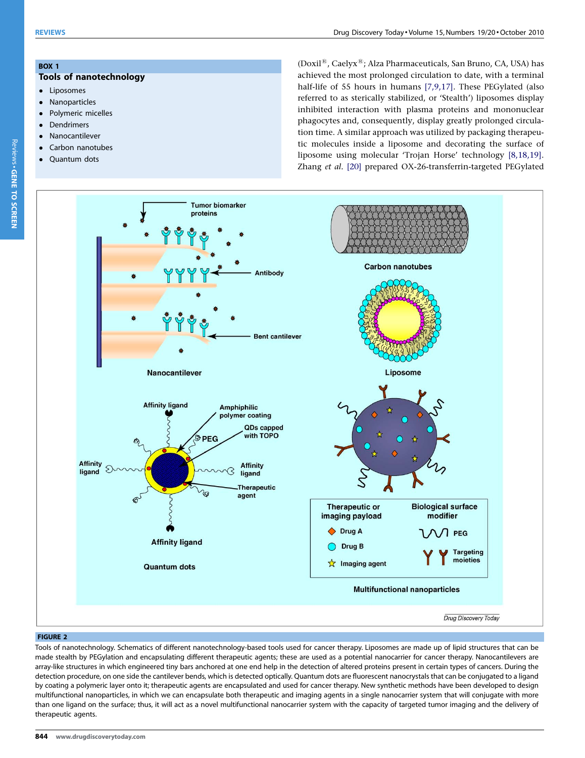**BOX 1**

**Tools of nanotechnology**

- Liposomes
- Nanoparticles
- Polymeric micelles
- Dendrimers
- Nanocantilever
- Carbon nanotubes
- Quantum dots

(Doxil®, Caelyx®; Alza Pharmaceuticals, San Bruno, CA, USA) has achieved the most prolonged circulation to date, with a terminal half-life of 55 hours in humans [7,9,17]. These PEGylated (also referred to as sterically stabilized, or 'Stealth') liposomes display inhibited interaction with plasma proteins and mononuclear phagocytes and, consequently, display greatly prolonged circulation time. A similar approach was utilized by packaging therapeutic molecules inside a liposome and decorating the surface of liposome using molecular 'Trojan Horse' technology [8,18,19]. Zhang *et al.* [20] prepared OX-26-transferrin-targeted PEGylated

**FIGURE 2**

Tools of nanotechnology. Schematics of different nanotechnology-based tools used for cancer therapy. Liposomes are made up of lipid structures that can be made stealth by PEGylation and encapsulating different therapeutic agents; these are used as a potential nanocarrier for cancer therapy. Nanocantilevers are array-like structures in which engineered tiny bars anchored at one end help in the detection of altered proteins present in certain types of cancers. During the detection procedure, on one side the cantilever bends, which is detected optically. Quantum dots are fluorescent nanocrystals that can be conjugated to a ligand by coating a polymeric layer onto it; therapeutic agents are encapsulated and used for cancer therapy. New synthetic methods have been developed to design multifunctional nanoparticles, in which we can encapsulate both therapeutic and imaging agents in a single nanocarrier system that will conjugate with more than one ligand on the surface; thus, it will act as a novel multifunctional nanocarrier system with the capacity of targeted tumor imaging and the delivery of therapeutic agents.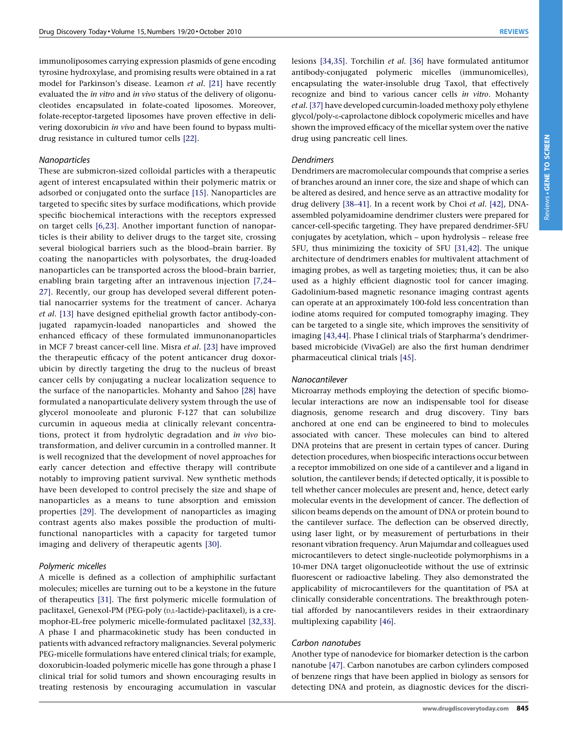immunoliposomes carrying expression plasmids of gene encoding tyrosine hydroxylase, and promising results were obtained in a rat model for Parkinson's disease. Leamon *et al.* [21] have recently evaluated the *in vitro* and *in vivo* status of the delivery of oligonucleotides encapsulated in folate-coated liposomes. Moreover, folate-receptor-targeted liposomes have proven effective in delivering doxorubicin *in vivo* and have been found to bypass multidrug resistance in cultured tumor cells [22].

### *Nanoparticles*

These are submicron-sized colloidal particles with a therapeutic agent of interest encapsulated within their polymeric matrix or adsorbed or conjugated onto the surface [15]. Nanoparticles are targeted to specific sites by surface modifications, which provide specific biochemical interactions with the receptors expressed on target cells [6,23]. Another important function of nanoparticles is their ability to deliver drugs to the target site, crossing several biological barriers such as the blood–brain barrier. By coating the nanoparticles with polysorbates, the drug-loaded nanoparticles can be transported across the blood–brain barrier, enabling brain targeting after an intravenous injection [7,24–27]. Recently, our group has developed several different potential nanocarrier systems for the treatment of cancer. Acharya *et al.* [13] have designed epithelial growth factor antibody-conjugated rapamycin-loaded nanoparticles and showed the enhanced efficacy of these formulated immunonanoparticles in MCF 7 breast cancer-cell line. Misra *et al.* [23] have improved the therapeutic efficacy of the potent anticancer drug doxorubicin by directly targeting the drug to the nucleus of breast cancer cells by conjugating a nuclear localization sequence to the surface of the nanoparticles. Mohanty and Sahoo [28] have formulated a nanoparticulate delivery system through the use of glycerol monooleate and pluronic F-127 that can solubilize curcumin in aqueous media at clinically relevant concentrations, protect it from hydrolytic degradation and *in vivo* biotransformation, and deliver curcumin in a controlled manner. It is well recognized that the development of novel approaches for early cancer detection and effective therapy will contribute notably to improving patient survival. New synthetic methods have been developed to control precisely the size and shape of nanoparticles as a means to tune absorption and emission properties [29]. The development of nanoparticles as imaging contrast agents also makes possible the production of multifunctional nanoparticles with a capacity for targeted tumor imaging and delivery of therapeutic agents [30].

### *Polymeric micelles*

A micelle is defined as a collection of amphiphilic surfactant molecules; micelles are turning out to be a keystone in the future of therapeutics [31]. The first polymeric micelle formulation of paclitaxel, Genexol-PM (PEG-poly (D,L-lactide)-paclitaxel), is a cremophor-EL-free polymeric micelle-formulated paclitaxel [32,33]. A phase I and pharmacokinetic study has been conducted in patients with advanced refractory malignancies. Several polymeric PEG-micelle formulations have entered clinical trials; for example, doxorubicin-loaded polymeric micelle has gone through a phase I clinical trial for solid tumors and shown encouraging results in treating restenosis by encouraging accumulation in vascular lesions [34,35]. Torchilin *et al.* [36] have formulated antitumor antibody-conjugated polymeric micelles (immunomicelles), encapsulating the water-insoluble drug Taxol, that effectively recognize and bind to various cancer cells *in vitro*. Mohanty *et al.* [37] have developed curcumin-loaded methoxy poly ethylene glycol/poly-ε-caprolactone diblock copolymeric micelles and have shown the improved efficacy of the micellar system over the native drug using pancreatic cell lines.

### *Dendrimers*

Dendrimers are macromolecular compounds that comprise a series of branches around an inner core, the size and shape of which can be altered as desired, and hence serve as an attractive modality for drug delivery [38–41]. In a recent work by Choi *et al.* [42], DNA-assembled polyamidoamine dendrimer clusters were prepared for cancer-cell-specific targeting. They have prepared dendrimer-5FU conjugates by acetylation, which – upon hydrolysis – release free 5FU, thus minimizing the toxicity of 5FU [31,42]. The unique architecture of dendrimers enables for multivalent attachment of imaging probes, as well as targeting moieties; thus, it can be also used as a highly efficient diagnostic tool for cancer imaging. Gadolinium-based magnetic resonance imaging contrast agents can operate at an approximately 100-fold less concentration than iodine atoms required for computed tomography imaging. They can be targeted to a single site, which improves the sensitivity of imaging [43,44]. Phase I clinical trials of Starpharma's dendrimer-based microbicide (VivaGel) are also the first human dendrimer pharmaceutical clinical trials [45].

### *Nanocantilever*

Microarray methods employing the detection of specific biomolecular interactions are now an indispensable tool for disease diagnosis, genome research and drug discovery. Tiny bars anchored at one end can be engineered to bind to molecules associated with cancer. These molecules can bind to altered DNA proteins that are present in certain types of cancer. During detection procedures, when biospecific interactions occur between a receptor immobilized on one side of a cantilever and a ligand in solution, the cantilever bends; if detected optically, it is possible to tell whether cancer molecules are present and, hence, detect early molecular events in the development of cancer. The deflection of silicon beams depends on the amount of DNA or protein bound to the cantilever surface. The deflection can be observed directly, using laser light, or by measurement of perturbations in their resonant vibration frequency. Arun Majumdar and colleagues used microcantilevers to detect single-nucleotide polymorphisms in a 10-mer DNA target oligonucleotide without the use of extrinsic fluorescent or radioactive labeling. They also demonstrated the applicability of microcantilevers for the quantitation of PSA at clinically considerable concentrations. The breakthrough potential afforded by nanocantilevers resides in their extraordinary multiplexing capability [46].

### *Carbon nanotubes*

Another type of nanodevice for biomarker detection is the carbon nanotube [47]. Carbon nanotubes are carbon cylinders composed of benzene rings that have been applied in biology as sensors for detecting DNA and protein, as diagnostic devices for the discri-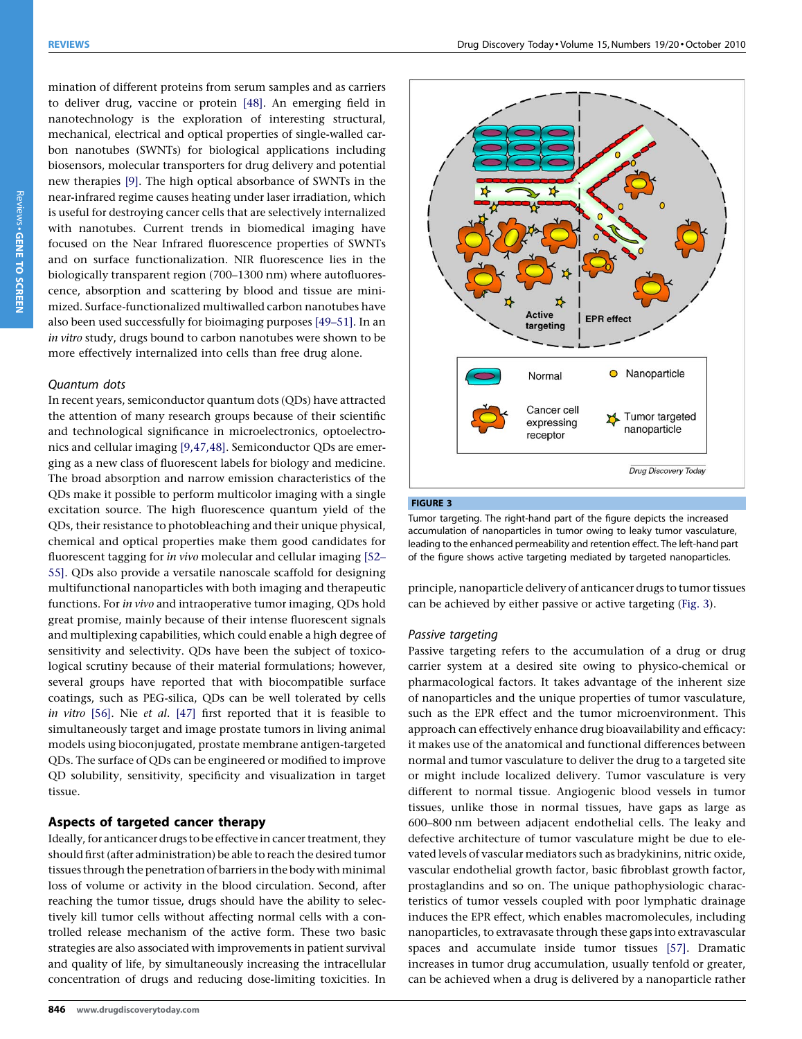mination of different proteins from serum samples and as carriers to deliver drug, vaccine or protein [48]. An emerging field in nanotechnology is the exploration of interesting structural, mechanical, electrical and optical properties of single-walled carbon nanotubes (SWNTs) for biological applications including biosensors, molecular transporters for drug delivery and potential new therapies [9]. The high optical absorbance of SWNTs in the near-infrared regime causes heating under laser irradiation, which is useful for destroying cancer cells that are selectively internalized with nanotubes. Current trends in biomedical imaging have focused on the Near Infrared fluorescence properties of SWNTs and on surface functionalization. NIR fluorescence lies in the biologically transparent region (700–1300 nm) where autofluorescence, absorption and scattering by blood and tissue are minimized. Surface-functionalized multiwalled carbon nanotubes have also been used successfully for bioimaging purposes [49–51]. In an *in vitro* study, drugs bound to carbon nanotubes were shown to be more effectively internalized into cells than free drug alone.

### *Quantum dots*

In recent years, semiconductor quantum dots (QDs) have attracted the attention of many research groups because of their scientific and technological significance in microelectronics, optoelectronics and cellular imaging [9,47,48]. Semiconductor QDs are emerging as a new class of fluorescent labels for biology and medicine. The broad absorption and narrow emission characteristics of the QDs make it possible to perform multicolor imaging with a single excitation source. The high fluorescence quantum yield of the QDs, their resistance to photobleaching and their unique physical, chemical and optical properties make them good candidates for fluorescent tagging for *in vivo* molecular and cellular imaging [52–55]. QDs also provide a versatile nanoscale scaffold for designing multifunctional nanoparticles with both imaging and therapeutic functions. For *in vivo* and intraoperative tumor imaging, QDs hold great promise, mainly because of their intense fluorescent signals and multiplexing capabilities, which could enable a high degree of sensitivity and selectivity. QDs have been the subject of toxicological scrutiny because of their material formulations; however, several groups have reported that with biocompatible surface coatings, such as PEG-silica, QDs can be well tolerated by cells *in vitro* [56]. Nie *et al.* [47] first reported that it is feasible to simultaneously target and image prostate tumors in living animal models using bioconjugated, prostate membrane antigen-targeted QDs. The surface of QDs can be engineered or modified to improve QD solubility, sensitivity, specificity and visualization in target tissue.

## Aspects of targeted cancer therapy

Ideally, for anticancer drugs to be effective in cancer treatment, they should first (after administration) be able to reach the desired tumor tissues through the penetration of barriers in the body with minimal loss of volume or activity in the blood circulation. Second, after reaching the tumor tissue, drugs should have the ability to selectively kill tumor cells without affecting normal cells with a controlled release mechanism of the active form. These two basic strategies are also associated with improvements in patient survival and quality of life, by simultaneously increasing the intracellular concentration of drugs and reducing dose-limiting toxicities. In principle, nanoparticle delivery of anticancer drugs to tumor tissues can be achieved by either passive or active targeting (Fig. 3).

Active targeting

EPR effect

Normal

Nanoparticle

Cancer cell expressing receptor

Tumor targeted nanoparticle

Drug Discovery Today

**FIGURE 3**

Tumor targeting. The right-hand part of the figure depicts the increased accumulation of nanoparticles in tumor owing to leaky tumor vasculature, leading to the enhanced permeability and retention effect. The left-hand part of the figure shows active targeting mediated by targeted nanoparticles.

### *Passive targeting*

Passive targeting refers to the accumulation of a drug or drug carrier system at a desired site owing to physico-chemical or pharmacological factors. It takes advantage of the inherent size of nanoparticles and the unique properties of tumor vasculature, such as the EPR effect and the tumor microenvironment. This approach can effectively enhance drug bioavailability and efficacy: it makes use of the anatomical and functional differences between normal and tumor vasculature to deliver the drug to a targeted site or might include localized delivery. Tumor vasculature is very different to normal tissue. Angiogenic blood vessels in tumor tissues, unlike those in normal tissues, have gaps as large as 600–800 nm between adjacent endothelial cells. The leaky and defective architecture of tumor vasculature might be due to elevated levels of vascular mediators such as bradykinins, nitric oxide, vascular endothelial growth factor, basic fibroblast growth factor, prostaglandins and so on. The unique pathophysiologic characteristics of tumor vessels coupled with poor lymphatic drainage induces the EPR effect, which enables macromolecules, including nanoparticles, to extravasate through these gaps into extravascular spaces and accumulate inside tumor tissues [57]. Dramatic increases in tumor drug accumulation, usually tenfold or greater, can be achieved when a drug is delivered by a nanoparticle rather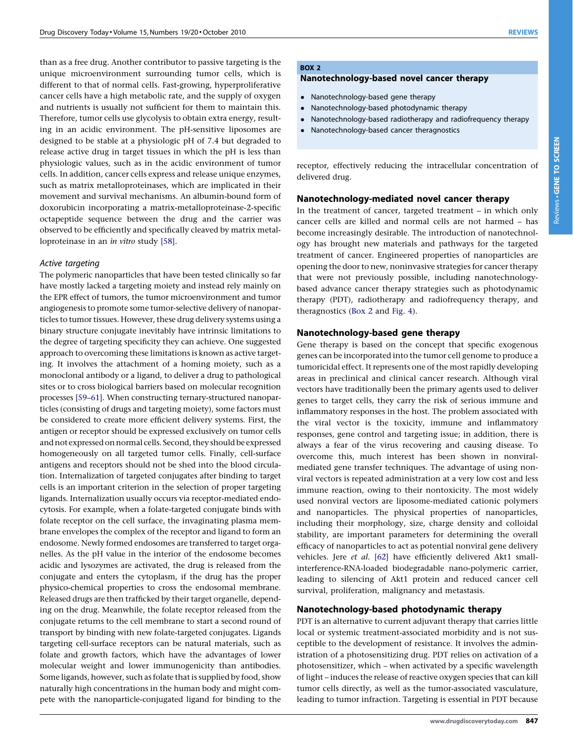than as a free drug. Another contributor to passive targeting is the unique microenvironment surrounding tumor cells, which is different to that of normal cells. Fast-growing, hyperproliferative cancer cells have a high metabolic rate, and the supply of oxygen and nutrients is usually not sufficient for them to maintain this. Therefore, tumor cells use glycolysis to obtain extra energy, resulting in an acidic environment. The pH-sensitive liposomes are designed to be stable at a physiologic pH of 7.4 but degraded to release active drug in target tissues in which the pH is less than physiologic values, such as in the acidic environment of tumor cells. In addition, cancer cells express and release unique enzymes, such as matrix metalloproteinases, which are implicated in their movement and survival mechanisms. An albumin-bound form of doxorubicin incorporating a matrix-metalloproteinase-2-specific octapeptide sequence between the drug and the carrier was observed to be efficiently and specifically cleaved by matrix metalloproteinase in an *in vitro* study [58].

### *Active targeting*

The polymeric nanoparticles that have been tested clinically so far have mostly lacked a targeting moiety and instead rely mainly on the EPR effect of tumors, the tumor microenvironment and tumor angiogenesis to promote some tumor-selective delivery of nanoparticles to tumor tissues. However, these drug delivery systems using a binary structure conjugate inevitably have intrinsic limitations to the degree of targeting specificity they can achieve. One suggested approach to overcoming these limitations is known as active targeting. It involves the attachment of a homing moiety, such as a monoclonal antibody or a ligand, to deliver a drug to pathological sites or to cross biological barriers based on molecular recognition processes [59–61]. When constructing ternary-structured nanoparticles (consisting of drugs and targeting moiety), some factors must be considered to create more efficient delivery systems. First, the antigen or receptor should be expressed exclusively on tumor cells and not expressed on normal cells. Second, they should be expressed homogeneously on all targeted tumor cells. Finally, cell-surface antigens and receptors should not be shed into the blood circulation. Internalization of targeted conjugates after binding to target cells is an important criterion in the selection of proper targeting ligands. Internalization usually occurs via receptor-mediated endocytosis. For example, when a folate-targeted conjugate binds with folate receptor on the cell surface, the invaginating plasma membrane envelopes the complex of the receptor and ligand to form an endosome. Newly formed endosomes are transferred to target organelles. As the pH value in the interior of the endosome becomes acidic and lysozymes are activated, the drug is released from the conjugate and enters the cytoplasm, if the drug has the proper physico-chemical properties to cross the endosomal membrane. Released drugs are then trafficked by their target organelle, depending on the drug. Meanwhile, the folate receptor released from the conjugate returns to the cell membrane to start a second round of transport by binding with new folate-targeted conjugates. Ligands targeting cell-surface receptors can be natural materials, such as folate and growth factors, which have the advantages of lower molecular weight and lower immunogenicity than antibodies. Some ligands, however, such as folate that is supplied by food, show naturally high concentrations in the human body and might compete with the nanoparticle-conjugated ligand for binding to the receptor, effectively reducing the intracellular concentration of delivered drug.

**BOX 2**

**Nanotechnology-based novel cancer therapy**

- Nanotechnology-based gene therapy
- Nanotechnology-based photodynamic therapy
- Nanotechnology-based radiotherapy and radiofrequency therapy
- Nanotechnology-based cancer theragnostics

## Nanotechnology-mediated novel cancer therapy

In the treatment of cancer, targeted treatment – in which only cancer cells are killed and normal cells are not harmed – has become increasingly desirable. The introduction of nanotechnology has brought new materials and pathways for the targeted treatment of cancer. Engineered properties of nanoparticles are opening the door to new, noninvasive strategies for cancer therapy that were not previously possible, including nanotechnology-based advance cancer therapy strategies such as photodynamic therapy (PDT), radiotherapy and radiofrequency therapy, and theragnostics (Box 2 and Fig. 4).

## Nanotechnology-based gene therapy

Gene therapy is based on the concept that specific exogenous genes can be incorporated into the tumor cell genome to produce a tumoricidal effect. It represents one of the most rapidly developing areas in preclinical and clinical cancer research. Although viral vectors have traditionally been the primary agents used to deliver genes to target cells, they carry the risk of serious immune and inflammatory responses in the host. The problem associated with the viral vector is the toxicity, immune and inflammatory responses, gene control and targeting issue; in addition, there is always a fear of the virus recovering and causing disease. To overcome this, much interest has been shown in nonviral-mediated gene transfer techniques. The advantage of using nonviral vectors is repeated administration at a very low cost and less immune reaction, owing to their nontoxicity. The most widely used nonviral vectors are liposome-mediated cationic polymers and nanoparticles. The physical properties of nanoparticles, including their morphology, size, charge density and colloidal stability, are important parameters for determining the overall efficacy of nanoparticles to act as potential nonviral gene delivery vehicles. Jere *et al.* [62] have efficiently delivered Akt1 small-interference-RNA-loaded biodegradable nano-polymeric carrier, leading to silencing of Akt1 protein and reduced cancer cell survival, proliferation, malignancy and metastasis.

## Nanotechnology-based photodynamic therapy

PDT is an alternative to current adjuvant therapy that carries little local or systemic treatment-associated morbidity and is not susceptible to the development of resistance. It involves the administration of a photosensitizing drug. PDT relies on activation of a photosensitizer, which – when activated by a specific wavelength of light – induces the release of reactive oxygen species that can kill tumor cells directly, as well as the tumor-associated vasculature, leading to tumor infraction. Targeting is essential in PDT because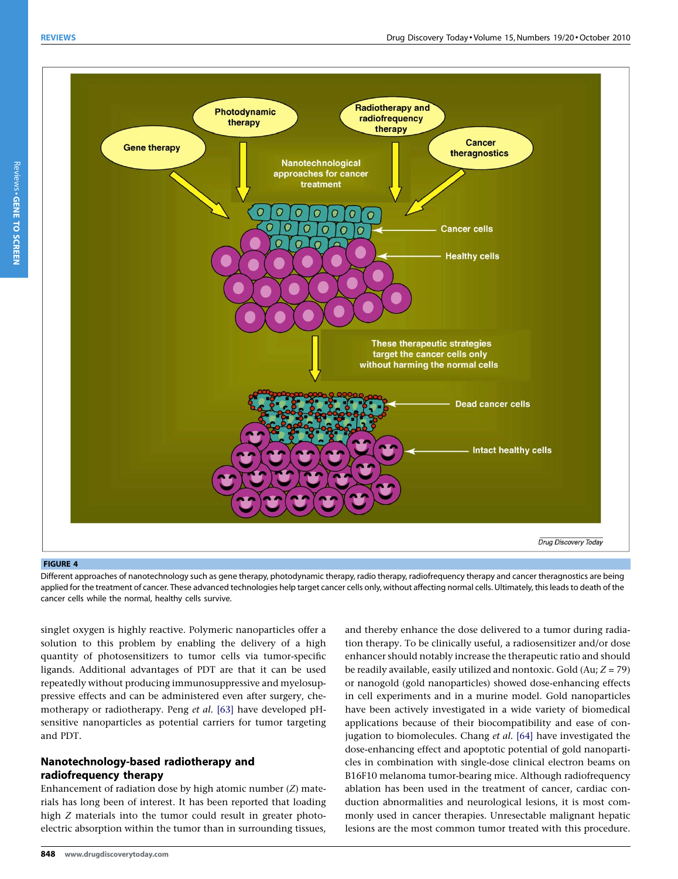**FIGURE 4**

Different approaches of nanotechnology such as gene therapy, photodynamic therapy, radio therapy, radiofrequency therapy and cancer theragnostics are being applied for the treatment of cancer. These advanced technologies help target cancer cells only, without affecting normal cells. Ultimately, this leads to death of the cancer cells while the normal, healthy cells survive.

singlet oxygen is highly reactive. Polymeric nanoparticles offer a solution to this problem by enabling the delivery of a high quantity of photosensitizers to tumor cells via tumor-specific ligands. Additional advantages of PDT are that it can be used repeatedly without producing immunosuppressive and myelosuppressive effects and can be administered even after surgery, chemotherapy or radiotherapy. Peng *et al.* [63] have developed pH-sensitive nanoparticles as potential carriers for tumor targeting and PDT.

## Nanotechnology-based radiotherapy and radiofrequency therapy

Enhancement of radiation dose by high atomic number ($Z$) materials has long been of interest. It has been reported that loading high $Z$ materials into the tumor could result in greater photoelectric absorption within the tumor than in surrounding tissues, and thereby enhance the dose delivered to a tumor during radiation therapy. To be clinically useful, a radiosensitizer and/or dose enhancer should notably increase the therapeutic ratio and should be readily available, easily utilized and nontoxic. Gold (Au; $Z = 79$) or nanogold (gold nanoparticles) showed dose-enhancing effects in cell experiments and in a murine model. Gold nanoparticles have been actively investigated in a wide variety of biomedical applications because of their biocompatibility and ease of conjugation to biomolecules. Chang *et al.* [64] have investigated the dose-enhancing effect and apoptotic potential of gold nanoparticles in combination with single-dose clinical electron beams on B16F10 melanoma tumor-bearing mice. Although radiofrequency ablation has been used in the treatment of cancer, cardiac conduction abnormalities and neurological lesions, it is most commonly used in cancer therapies. Unresectable malignant hepatic lesions are the most common tumor treated with this procedure.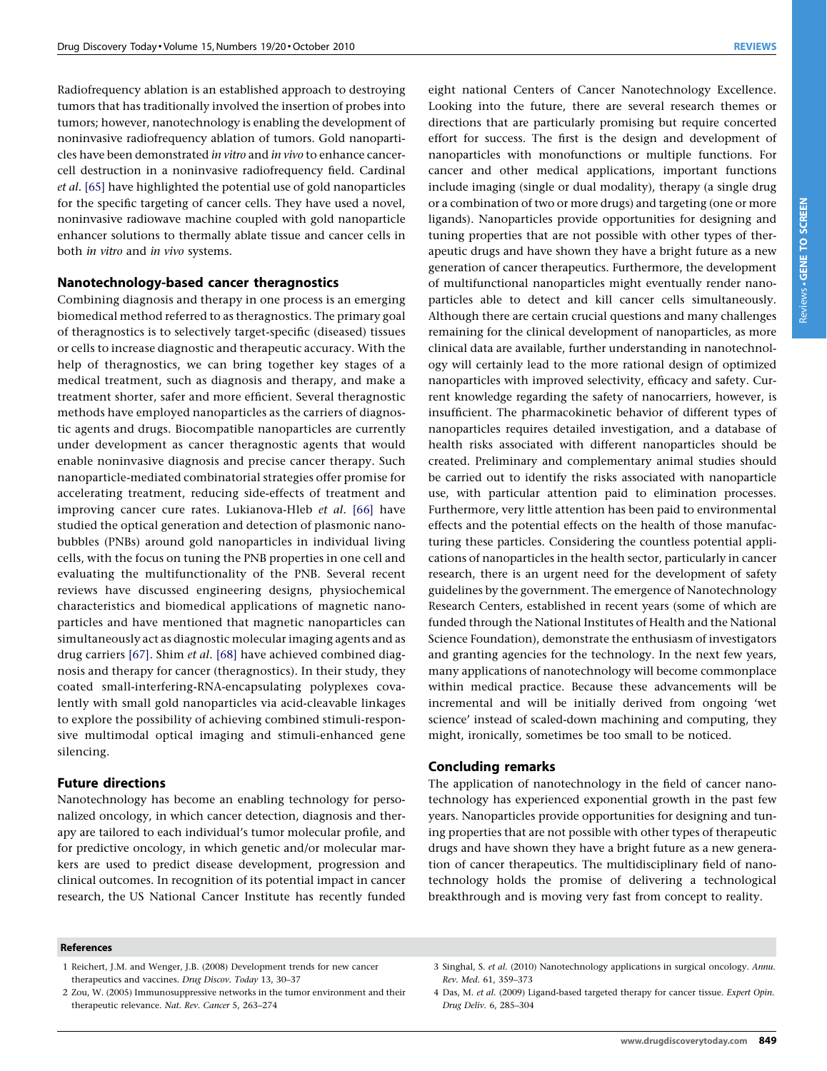Radiofrequency ablation is an established approach to destroying tumors that has traditionally involved the insertion of probes into tumors; however, nanotechnology is enabling the development of noninvasive radiofrequency ablation of tumors. Gold nanoparticles have been demonstrated *in vitro* and *in vivo* to enhance cancer-cell destruction in a noninvasive radiofrequency field. Cardinal *et al.* [65] have highlighted the potential use of gold nanoparticles for the specific targeting of cancer cells. They have used a novel, noninvasive radiowave machine coupled with gold nanoparticle enhancer solutions to thermally ablate tissue and cancer cells in both *in vitro* and *in vivo* systems.

## Nanotechnology-based cancer theragnostics

Combining diagnosis and therapy in one process is an emerging biomedical method referred to as theragnostics. The primary goal of theragnostics is to selectively target-specific (diseased) tissues or cells to increase diagnostic and therapeutic accuracy. With the help of theragnostics, we can bring together key stages of a medical treatment, such as diagnosis and therapy, and make a treatment shorter, safer and more efficient. Several theragnostic methods have employed nanoparticles as the carriers of diagnostic agents and drugs. Biocompatible nanoparticles are currently under development as cancer theragnostic agents that would enable noninvasive diagnosis and precise cancer therapy. Such nanoparticle-mediated combinatorial strategies offer promise for accelerating treatment, reducing side-effects of treatment and improving cancer cure rates. Lukianova-Hleb *et al.* [66] have studied the optical generation and detection of plasmonic nanobubbles (PNBs) around gold nanoparticles in individual living cells, with the focus on tuning the PNB properties in one cell and evaluating the multifunctionality of the PNB. Several recent reviews have discussed engineering designs, physiochemical characteristics and biomedical applications of magnetic nanoparticles and have mentioned that magnetic nanoparticles can simultaneously act as diagnostic molecular imaging agents and as drug carriers [67]. Shim *et al.* [68] have achieved combined diagnosis and therapy for cancer (theragnostics). In their study, they coated small-interfering-RNA-encapsulating polyplexes covalently with small gold nanoparticles via acid-cleavable linkages to explore the possibility of achieving combined stimuli-responsive multimodal optical imaging and stimuli-enhanced gene silencing.

## Future directions

Nanotechnology has become an enabling technology for personalized oncology, in which cancer detection, diagnosis and therapy are tailored to each individual's tumor molecular profile, and for predictive oncology, in which genetic and/or molecular markers are used to predict disease development, progression and clinical outcomes. In recognition of its potential impact in cancer research, the US National Cancer Institute has recently funded eight national Centers of Cancer Nanotechnology Excellence. Looking into the future, there are several research themes or directions that are particularly promising but require concerted effort for success. The first is the design and development of nanoparticles with monofunctions or multiple functions. For cancer and other medical applications, important functions include imaging (single or dual modality), therapy (a single drug or a combination of two or more drugs) and targeting (one or more ligands). Nanoparticles provide opportunities for designing and tuning properties that are not possible with other types of therapeutic drugs and have shown they have a bright future as a new generation of cancer therapeutics. Furthermore, the development of multifunctional nanoparticles might eventually render nanoparticles able to detect and kill cancer cells simultaneously. Although there are certain crucial questions and many challenges remaining for the clinical development of nanoparticles, as more clinical data are available, further understanding in nanotechnology will certainly lead to the more rational design of optimized nanoparticles with improved selectivity, efficacy and safety. Current knowledge regarding the safety of nanocarriers, however, is insufficient. The pharmacokinetic behavior of different types of nanoparticles requires detailed investigation, and a database of health risks associated with different nanoparticles should be created. Preliminary and complementary animal studies should be carried out to identify the risks associated with nanoparticle use, with particular attention paid to elimination processes. Furthermore, very little attention has been paid to environmental effects and the potential effects on the health of those manufacturing these particles. Considering the countless potential applications of nanoparticles in the health sector, particularly in cancer research, there is an urgent need for the development of safety guidelines by the government. The emergence of Nanotechnology Research Centers, established in recent years (some of which are funded through the National Institutes of Health and the National Science Foundation), demonstrate the enthusiasm of investigators and granting agencies for the technology. In the next few years, many applications of nanotechnology will become commonplace within medical practice. Because these advancements will be incremental and will be initially derived from ongoing 'wet science' instead of scaled-down machining and computing, they might, ironically, sometimes be too small to be noticed.

## Concluding remarks

The application of nanotechnology in the field of cancer nanotechnology has experienced exponential growth in the past few years. Nanoparticles provide opportunities for designing and tuning properties that are not possible with other types of therapeutic drugs and have shown they have a bright future as a new generation of cancer therapeutics. The multidisciplinary field of nanotechnology holds the promise of delivering a technological breakthrough and is moving very fast from concept to reality.

## References

1 Reichert, J.M. and Wenger, J.B. (2008) Development trends for new cancer therapeutics and vaccines. *Drug Discov. Today* 13, 30–37

2 Zou, W. (2005) Immunosuppressive networks in the tumor environment and their therapeutic relevance. *Nat. Rev. Cancer* 5, 263–274

3 Singhal, S. *et al.* (2010) Nanotechnology applications in surgical oncology. *Annu. Rev. Med.* 61, 359–373

4 Das, M. *et al.* (2009) Ligand-based targeted therapy for cancer tissue. *Expert Opin. Drug Deliv.* 6, 285–304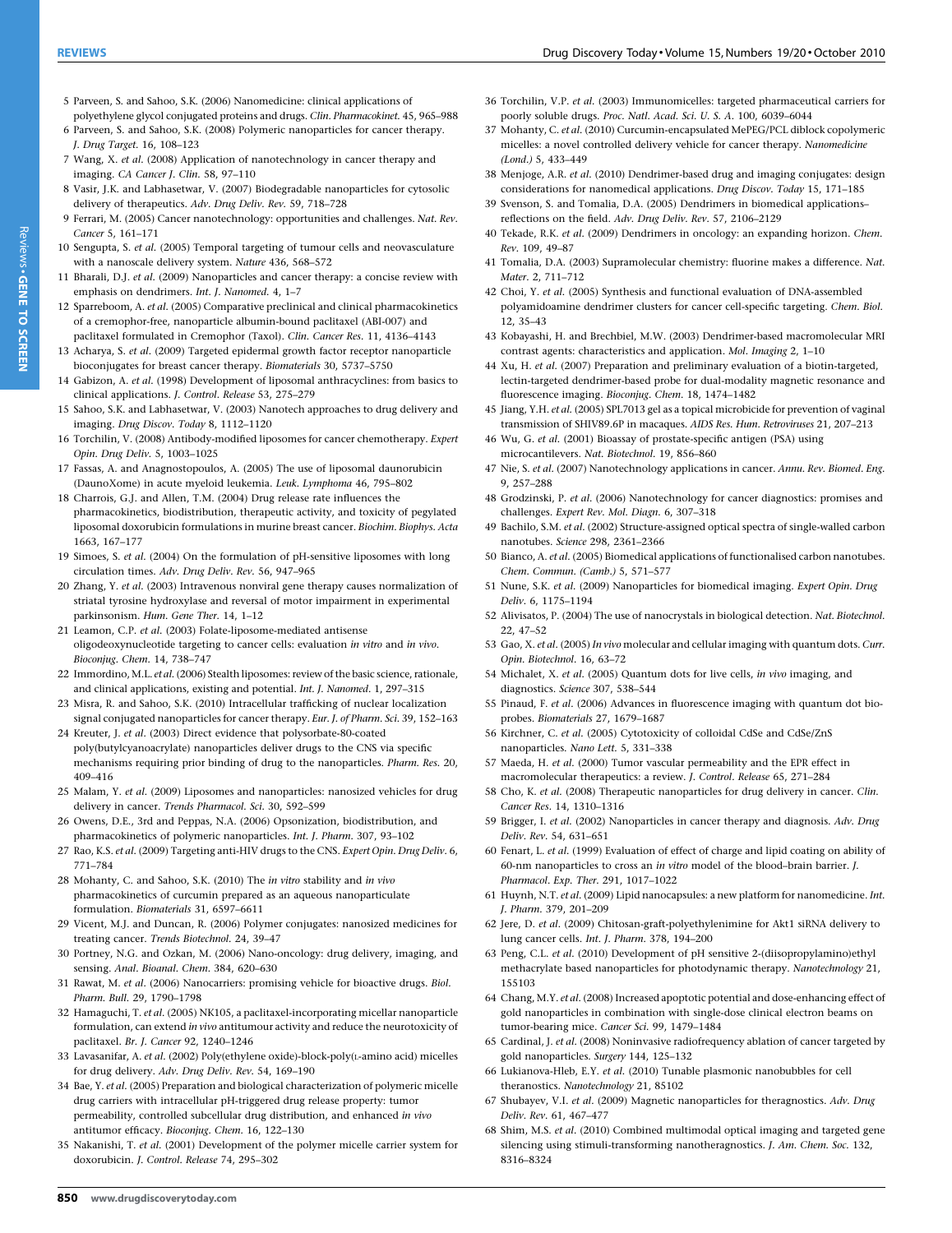5 Parveen, S. and Sahoo, S.K. (2006) Nanomedicine: clinical applications of polyethylene glycol conjugated proteins and drugs. *Clin. Pharmacokinet.* 45, 965–988

6 Parveen, S. and Sahoo, S.K. (2008) Polymeric nanoparticles for cancer therapy. *J. Drug Target.* 16, 108–123

7 Wang, X. *et al.* (2008) Application of nanotechnology in cancer therapy and imaging. *CA Cancer J. Clin.* 58, 97–110

8 Vasir, J.K. and Labhasetwar, V. (2007) Biodegradable nanoparticles for cytosolic delivery of therapeutics. *Adv. Drug Deliv. Rev.* 59, 718–728

9 Ferrari, M. (2005) Cancer nanotechnology: opportunities and challenges. *Nat. Rev. Cancer* 5, 161–171

10 Sengupta, S. *et al.* (2005) Temporal targeting of tumour cells and neovasculature with a nanoscale delivery system. *Nature* 436, 568–572

11 Bharali, D.J. *et al.* (2009) Nanoparticles and cancer therapy: a concise review with emphasis on dendrimers. *Int. J. Nanomed.* 4, 1–7

12 Sparreboom, A. *et al.* (2005) Comparative preclinical and clinical pharmacokinetics of a cremophor-free, nanoparticle albumin-bound paclitaxel (ABI-007) and paclitaxel formulated in Cremophor (Taxol). *Clin. Cancer Res.* 11, 4136–4143

13 Acharya, S. *et al.* (2009) Targeted epidermal growth factor receptor nanoparticle bioconjugates for breast cancer therapy. *Biomaterials* 30, 5737–5750

14 Gabizon, A. *et al.* (1998) Development of liposomal anthracyclines: from basics to clinical applications. *J. Control. Release* 53, 275–279

15 Sahoo, S.K. and Labhasetwar, V. (2003) Nanotech approaches to drug delivery and imaging. *Drug Discov. Today* 8, 1112–1120

16 Torchilin, V. (2008) Antibody-modified liposomes for cancer chemotherapy. *Expert Opin. Drug Deliv.* 5, 1003–1025

17 Fassas, A. and Anagnostopoulos, A. (2005) The use of liposomal daunorubicin (DaunoXome) in acute myeloid leukemia. *Leuk. Lymphoma* 46, 795–802

18 Charrois, G.J. and Allen, T.M. (2004) Drug release rate influences the pharmacokinetics, biodistribution, therapeutic activity, and toxicity of pegylated liposomal doxorubicin formulations in murine breast cancer. *Biochim. Biophys. Acta* 1663, 167–177

19 Simoes, S. *et al.* (2004) On the formulation of pH-sensitive liposomes with long circulation times. *Adv. Drug Deliv. Rev.* 56, 947–965

20 Zhang, Y. *et al.* (2003) Intravenous nonviral gene therapy causes normalization of striatal tyrosine hydroxylase and reversal of motor impairment in experimental parkinsonism. *Hum. Gene Ther.* 14, 1–12

21 Leamon, C.P. *et al.* (2003) Folate-liposome-mediated antisense oligodeoxynucleotide targeting to cancer cells: evaluation *in vitro* and *in vivo*. *Bioconjug. Chem.* 14, 738–747

22 Immordino, M.L. *et al.* (2006) Stealth liposomes: review of the basic science, rationale, and clinical applications, existing and potential. *Int. J. Nanomed.* 1, 297–315

23 Misra, R. and Sahoo, S.K. (2010) Intracellular trafficking of nuclear localization signal conjugated nanoparticles for cancer therapy. *Eur. J. of Pharm. Sci.* 39, 152–163

24 Kreuter, J. *et al.* (2003) Direct evidence that polysorbate-80-coated poly(butylcyanoacrylate) nanoparticles deliver drugs to the CNS via specific mechanisms requiring prior binding of drug to the nanoparticles. *Pharm. Res.* 20, 409–416

25 Malam, Y. *et al.* (2009) Liposomes and nanoparticles: nanosized vehicles for drug delivery in cancer. *Trends Pharmacol. Sci.* 30, 592–599

26 Owens, D.E., 3rd and Peppas, N.A. (2006) Opsonization, biodistribution, and pharmacokinetics of polymeric nanoparticles. *Int. J. Pharm.* 307, 93–102

27 Rao, K.S. *et al.* (2009) Targeting anti-HIV drugs to the CNS. *Expert Opin. Drug Deliv.* 6, 771–784

28 Mohanty, C. and Sahoo, S.K. (2010) The *in vitro* stability and *in vivo* pharmacokinetics of curcumin prepared as an aqueous nanoparticulate formulation. *Biomaterials* 31, 6597–6611

29 Vicent, M.J. and Duncan, R. (2006) Polymer conjugates: nanosized medicines for treating cancer. *Trends Biotechnol.* 24, 39–47

30 Portney, N.G. and Ozkan, M. (2006) Nano-oncology: drug delivery, imaging, and sensing. *Anal. Bioanal. Chem.* 384, 620–630

31 Rawat, M. *et al.* (2006) Nanocarriers: promising vehicle for bioactive drugs. *Biol. Pharm. Bull.* 29, 1790–1798

32 Hamaguchi, T. *et al.* (2005) NK105, a paclitaxel-incorporating micellar nanoparticle formulation, can extend *in vivo* antitumour activity and reduce the neurotoxicity of paclitaxel. *Br. J. Cancer* 92, 1240–1246

33 Lavasanifar, A. *et al.* (2002) Poly(ethylene oxide)-block-poly(L-amino acid) micelles for drug delivery. *Adv. Drug Deliv. Rev.* 54, 169–190

34 Bae, Y. *et al.* (2005) Preparation and biological characterization of polymeric micelle drug carriers with intracellular pH-triggered drug release property: tumor permeability, controlled subcellular drug distribution, and enhanced *in vivo* antitumor efficacy. *Bioconjug. Chem.* 16, 122–130

35 Nakanishi, T. *et al.* (2001) Development of the polymer micelle carrier system for doxorubicin. *J. Control. Release* 74, 295–302

36 Torchilin, V.P. *et al.* (2003) Immunomicelles: targeted pharmaceutical carriers for poorly soluble drugs. *Proc. Natl. Acad. Sci. U. S. A.* 100, 6039–6044

37 Mohanty, C. *et al.* (2010) Curcumin-encapsulated MePEG/PCL diblock copolymeric micelles: a novel controlled delivery vehicle for cancer therapy. *Nanomedicine (Lond.)* 5, 433–449

38 Menjoge, A.R. *et al.* (2010) Dendrimer-based drug and imaging conjugates: design considerations for nanomedical applications. *Drug Discov. Today* 15, 171–185

39 Svenson, S. and Tomalia, D.A. (2005) Dendrimers in biomedical applications–reflections on the field. *Adv. Drug Deliv. Rev.* 57, 2106–2129

40 Tekade, R.K. *et al.* (2009) Dendrimers in oncology: an expanding horizon. *Chem. Rev.* 109, 49–87

41 Tomalia, D.A. (2003) Supramolecular chemistry: fluorine makes a difference. *Nat. Mater.* 2, 711–712

42 Choi, Y. *et al.* (2005) Synthesis and functional evaluation of DNA-assembled polyamidoamine dendrimer clusters for cancer cell-specific targeting. *Chem. Biol.* 12, 35–43

43 Kobayashi, H. and Brechbiel, M.W. (2003) Dendrimer-based macromolecular MRI contrast agents: characteristics and application. *Mol. Imaging* 2, 1–10

44 Xu, H. *et al.* (2007) Preparation and preliminary evaluation of a biotin-targeted, lectin-targeted dendrimer-based probe for dual-modality magnetic resonance and fluorescence imaging. *Bioconjug. Chem.* 18, 1474–1482

45 Jiang, Y.H. *et al.* (2005) SPL7013 gel as a topical microbicide for prevention of vaginal transmission of SHIV89.6P in macaques. *AIDS Res. Hum. Retroviruses* 21, 207–213

46 Wu, G. *et al.* (2001) Bioassay of prostate-specific antigen (PSA) using microcantilevers. *Nat. Biotechnol.* 19, 856–860

47 Nie, S. *et al.* (2007) Nanotechnology applications in cancer. *Annu. Rev. Biomed. Eng.* 9, 257–288

48 Grodzinski, P. *et al.* (2006) Nanotechnology for cancer diagnostics: promises and challenges. *Expert Rev. Mol. Diagn.* 6, 307–318

49 Bachilo, S.M. *et al.* (2002) Structure-assigned optical spectra of single-walled carbon nanotubes. *Science* 298, 2361–2366

50 Bianco, A. *et al.* (2005) Biomedical applications of functionalised carbon nanotubes. *Chem. Commun. (Camb.)* 5, 571–577

51 Nune, S.K. *et al.* (2009) Nanoparticles for biomedical imaging. *Expert Opin. Drug Deliv.* 6, 1175–1194

52 Alivisatos, P. (2004) The use of nanocrystals in biological detection. *Nat. Biotechnol.* 22, 47–52

53 Gao, X. *et al.* (2005) *In vivo* molecular and cellular imaging with quantum dots. *Curr. Opin. Biotechnol.* 16, 63–72

54 Michalet, X. *et al.* (2005) Quantum dots for live cells, *in vivo* imaging, and diagnostics. *Science* 307, 538–544

55 Pinaud, F. *et al.* (2006) Advances in fluorescence imaging with quantum dot bio-probes. *Biomaterials* 27, 1679–1687

56 Kirchner, C. *et al.* (2005) Cytotoxicity of colloidal CdSe and CdSe/ZnS nanoparticles. *Nano Lett.* 5, 331–338

57 Maeda, H. *et al.* (2000) Tumor vascular permeability and the EPR effect in macromolecular therapeutics: a review. *J. Control. Release* 65, 271–284

58 Cho, K. *et al.* (2008) Therapeutic nanoparticles for drug delivery in cancer. *Clin. Cancer Res.* 14, 1310–1316

59 Brigger, I. *et al.* (2002) Nanoparticles in cancer therapy and diagnosis. *Adv. Drug Deliv. Rev.* 54, 631–651

60 Fenart, L. *et al.* (1999) Evaluation of effect of charge and lipid coating on ability of 60-nm nanoparticles to cross an *in vitro* model of the blood–brain barrier. *J. Pharmacol. Exp. Ther.* 291, 1017–1022

61 Huynh, N.T. *et al.* (2009) Lipid nanocapsules: a new platform for nanomedicine. *Int. J. Pharm.* 379, 201–209

62 Jere, D. *et al.* (2009) Chitosan-graft-polyethylenimine for Akt1 siRNA delivery to lung cancer cells. *Int. J. Pharm.* 378, 194–200

63 Peng, C.L. *et al.* (2010) Development of pH sensitive 2-(diisopropylamino)ethyl methacrylate based nanoparticles for photodynamic therapy. *Nanotechnology* 21, 155103

64 Chang, M.Y. *et al.* (2008) Increased apoptotic potential and dose-enhancing effect of gold nanoparticles in combination with single-dose clinical electron beams on tumor-bearing mice. *Cancer Sci.* 99, 1479–1484

65 Cardinal, J. *et al.* (2008) Noninvasive radiofrequency ablation of cancer targeted by gold nanoparticles. *Surgery* 144, 125–132

66 Lukianova-Hleb, E.Y. *et al.* (2010) Tunable plasmonic nanobubbles for cell theranostics. *Nanotechnology* 21, 85102

67 Shubayev, V.I. *et al.* (2009) Magnetic nanoparticles for theragnostics. *Adv. Drug Deliv. Rev.* 61, 467–477

68 Shim, M.S. *et al.* (2010) Combined multimodal optical imaging and targeted gene silencing using stimuli-transforming nanotheragnostics. *J. Am. Chem. Soc.* 132, 8316–8324